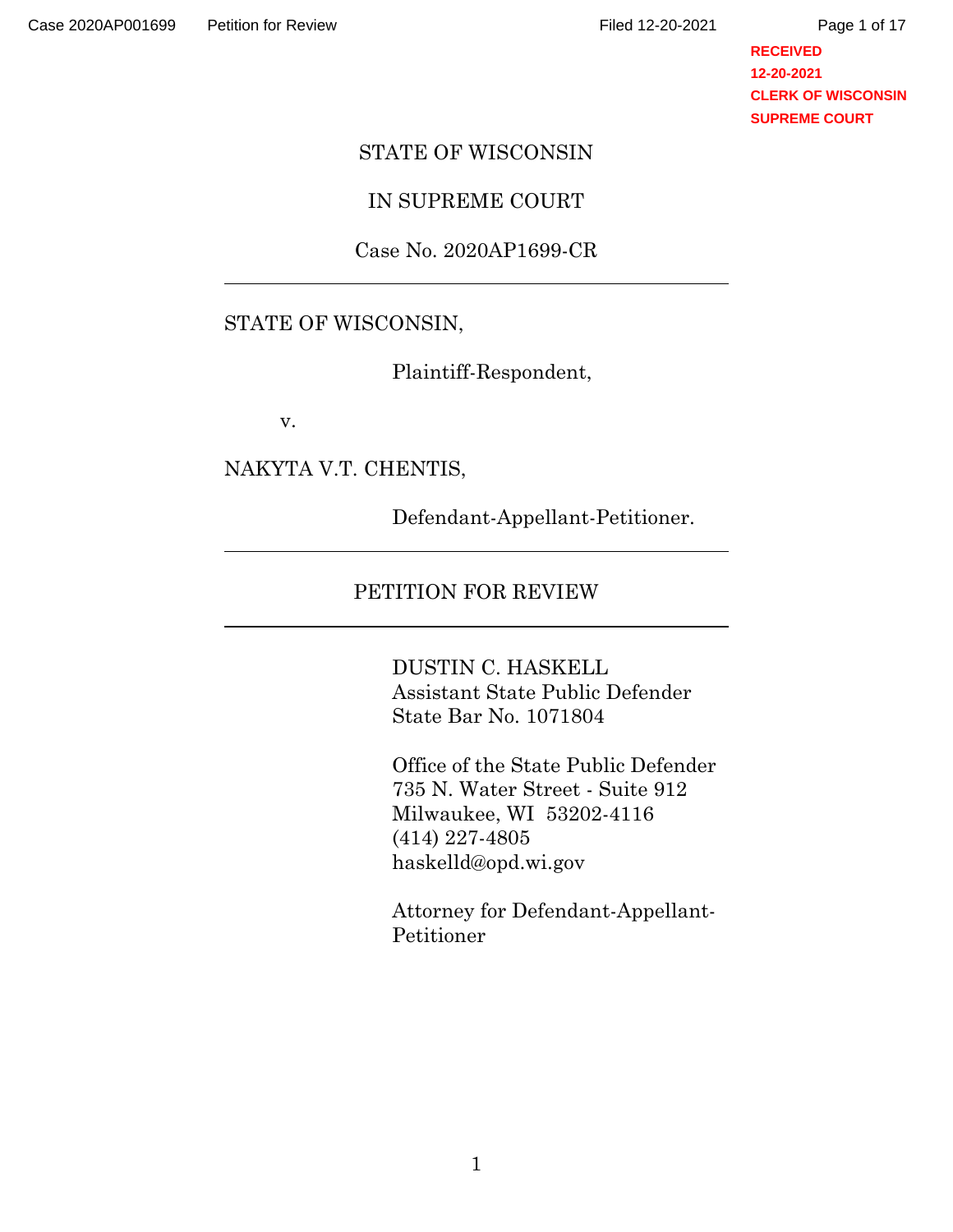STATE OF WISCONSIN

IN SUPREME COURT

Case No. 2020AP1699-CR

---

STATE OF WISCONSIN,

Plaintiff-Respondent,

v.

NAKYTA V.T. CHENTIS,

Defendant-Appellant-Petitioner.

---

PETITION FOR REVIEW

---

DUSTIN C. HASKELL
Assistant State Public Defender
State Bar No. 1071804

Office of the State Public Defender
735 N. Water Street - Suite 912
Milwaukee, WI 53202-4116
(414) 227-4805
haskelld@opd.wi.gov

Attorney for Defendant-Appellant-Petitioner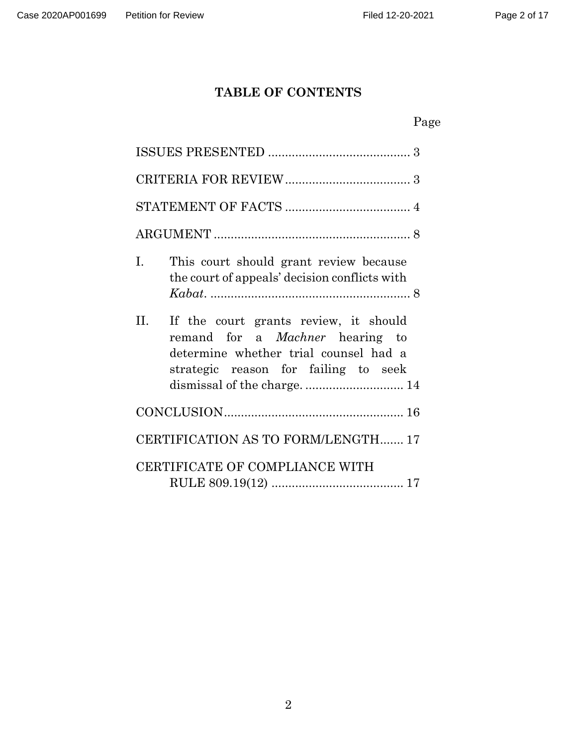## TABLE OF CONTENTS

| | Page |
|---|---|
| ISSUES PRESENTED | 3 |
| CRITERIA FOR REVIEW | 3 |
| STATEMENT OF FACTS | 4 |
| ARGUMENT | 8 |
| I. This court should grant review because the court of appeals' decision conflicts with *Kabat*. | 8 |
| II. If the court grants review, it should remand for a *Machner* hearing to determine whether trial counsel had a strategic reason for failing to seek dismissal of the charge. | 14 |
| CONCLUSION | 16 |
| CERTIFICATION AS TO FORM/LENGTH | 17 |
| CERTIFICATE OF COMPLIANCE WITH RULE 809.19(12) | 17 |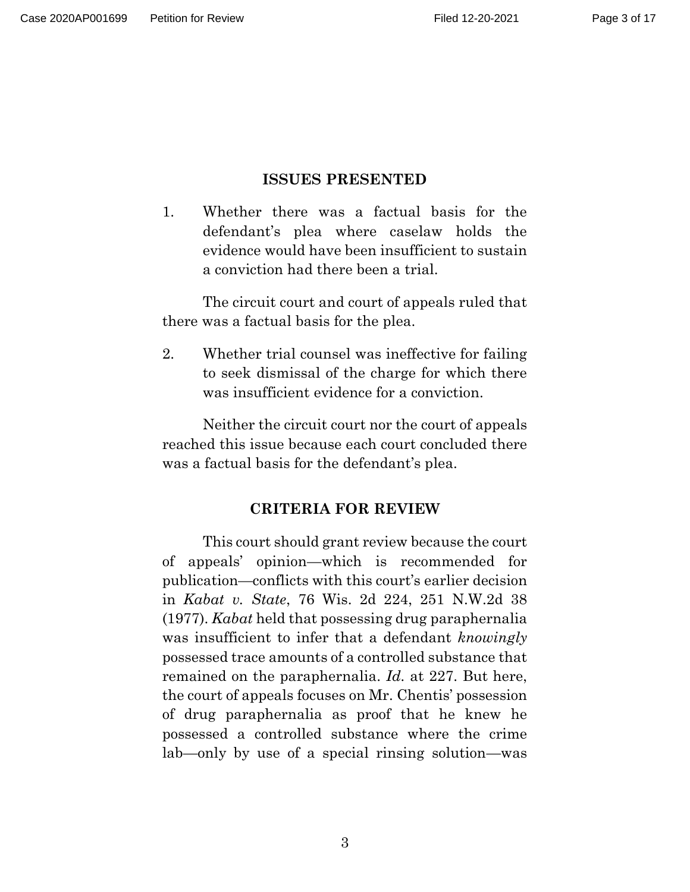## ISSUES PRESENTED

1. Whether there was a factual basis for the defendant's plea where caselaw holds the evidence would have been insufficient to sustain a conviction had there been a trial.

The circuit court and court of appeals ruled that there was a factual basis for the plea.

2. Whether trial counsel was ineffective for failing to seek dismissal of the charge for which there was insufficient evidence for a conviction.

Neither the circuit court nor the court of appeals reached this issue because each court concluded there was a factual basis for the defendant's plea.

## CRITERIA FOR REVIEW

This court should grant review because the court of appeals' opinion—which is recommended for publication—conflicts with this court's earlier decision in *Kabat v. State*, 76 Wis. 2d 224, 251 N.W.2d 38 (1977). *Kabat* held that possessing drug paraphernalia was insufficient to infer that a defendant *knowingly* possessed trace amounts of a controlled substance that remained on the paraphernalia. *Id.* at 227. But here, the court of appeals focuses on Mr. Chentis' possession of drug paraphernalia as proof that he knew he possessed a controlled substance where the crime lab—only by use of a special rinsing solution—was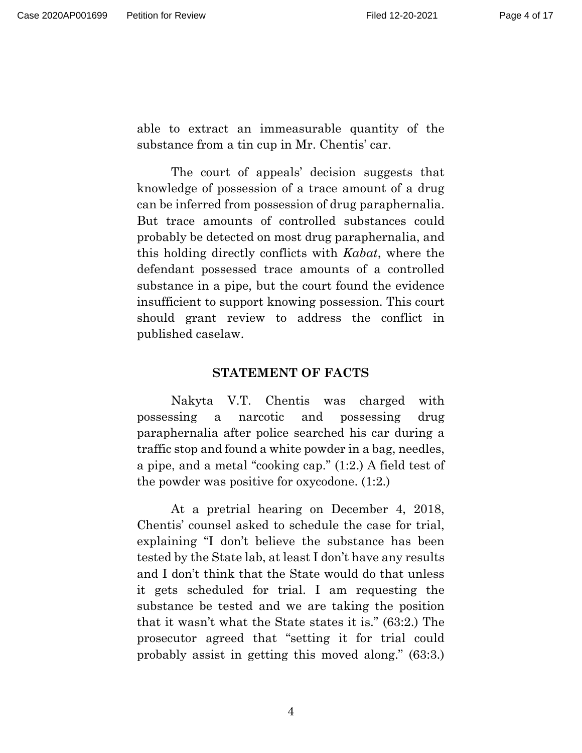able to extract an immeasurable quantity of the substance from a tin cup in Mr. Chentis' car.

The court of appeals' decision suggests that knowledge of possession of a trace amount of a drug can be inferred from possession of drug paraphernalia. But trace amounts of controlled substances could probably be detected on most drug paraphernalia, and this holding directly conflicts with *Kabat*, where the defendant possessed trace amounts of a controlled substance in a pipe, but the court found the evidence insufficient to support knowing possession. This court should grant review to address the conflict in published caselaw.

## STATEMENT OF FACTS

Nakyta V.T. Chentis was charged with possessing a narcotic and possessing drug paraphernalia after police searched his car during a traffic stop and found a white powder in a bag, needles, a pipe, and a metal "cooking cap." (1:2.) A field test of the powder was positive for oxycodone. (1:2.)

At a pretrial hearing on December 4, 2018, Chentis' counsel asked to schedule the case for trial, explaining "I don't believe the substance has been tested by the State lab, at least I don't have any results and I don't think that the State would do that unless it gets scheduled for trial. I am requesting the substance be tested and we are taking the position that it wasn't what the State states it is." (63:2.) The prosecutor agreed that "setting it for trial could probably assist in getting this moved along." (63:3.)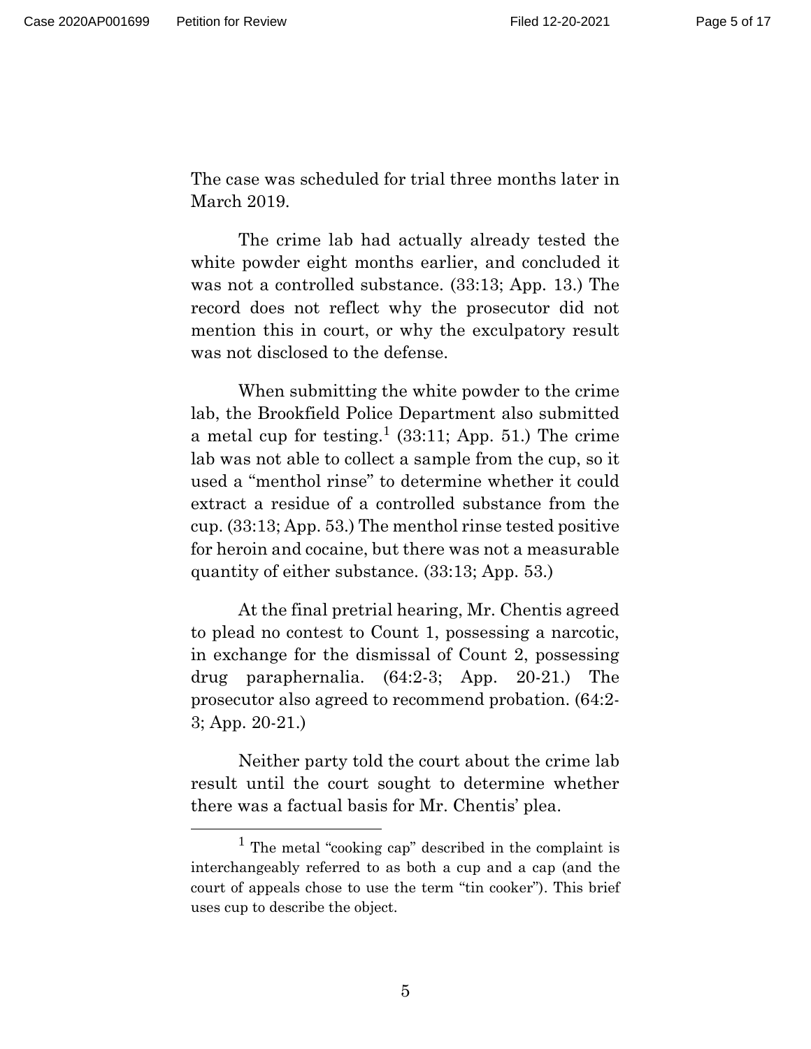The case was scheduled for trial three months later in March 2019.

The crime lab had actually already tested the white powder eight months earlier, and concluded it was not a controlled substance. (33:13; App. 13.) The record does not reflect why the prosecutor did not mention this in court, or why the exculpatory result was not disclosed to the defense.

When submitting the white powder to the crime lab, the Brookfield Police Department also submitted a metal cup for testing.[1] (33:11; App. 51.) The crime lab was not able to collect a sample from the cup, so it used a "menthol rinse" to determine whether it could extract a residue of a controlled substance from the cup. (33:13; App. 53.) The menthol rinse tested positive for heroin and cocaine, but there was not a measurable quantity of either substance. (33:13; App. 53.)

At the final pretrial hearing, Mr. Chentis agreed to plead no contest to Count 1, possessing a narcotic, in exchange for the dismissal of Count 2, possessing drug paraphernalia. (64:2-3; App. 20-21.) The prosecutor also agreed to recommend probation. (64:2-3; App. 20-21.)

Neither party told the court about the crime lab result until the court sought to determine whether there was a factual basis for Mr. Chentis' plea.

---

[1] The metal "cooking cap" described in the complaint is interchangeably referred to as both a cup and a cap (and the court of appeals chose to use the term "tin cooker"). This brief uses cup to describe the object.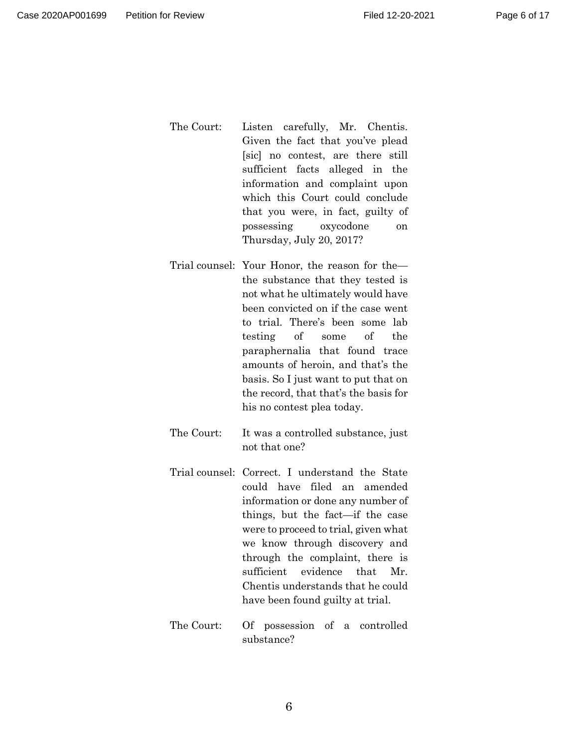The Court: Listen carefully, Mr. Chentis. Given the fact that you've plead [sic] no contest, are there still sufficient facts alleged in the information and complaint upon which this Court could conclude that you were, in fact, guilty of possessing oxycodone on Thursday, July 20, 2017?

Trial counsel: Your Honor, the reason for the—the substance that they tested is not what he ultimately would have been convicted on if the case went to trial. There's been some lab testing of some of the paraphernalia that found trace amounts of heroin, and that's the basis. So I just want to put that on the record, that that's the basis for his no contest plea today.

The Court: It was a controlled substance, just not that one?

Trial counsel: Correct. I understand the State could have filed an amended information or done any number of things, but the fact—if the case were to proceed to trial, given what we know through discovery and through the complaint, there is sufficient evidence that Mr. Chentis understands that he could have been found guilty at trial.

The Court: Of possession of a controlled substance?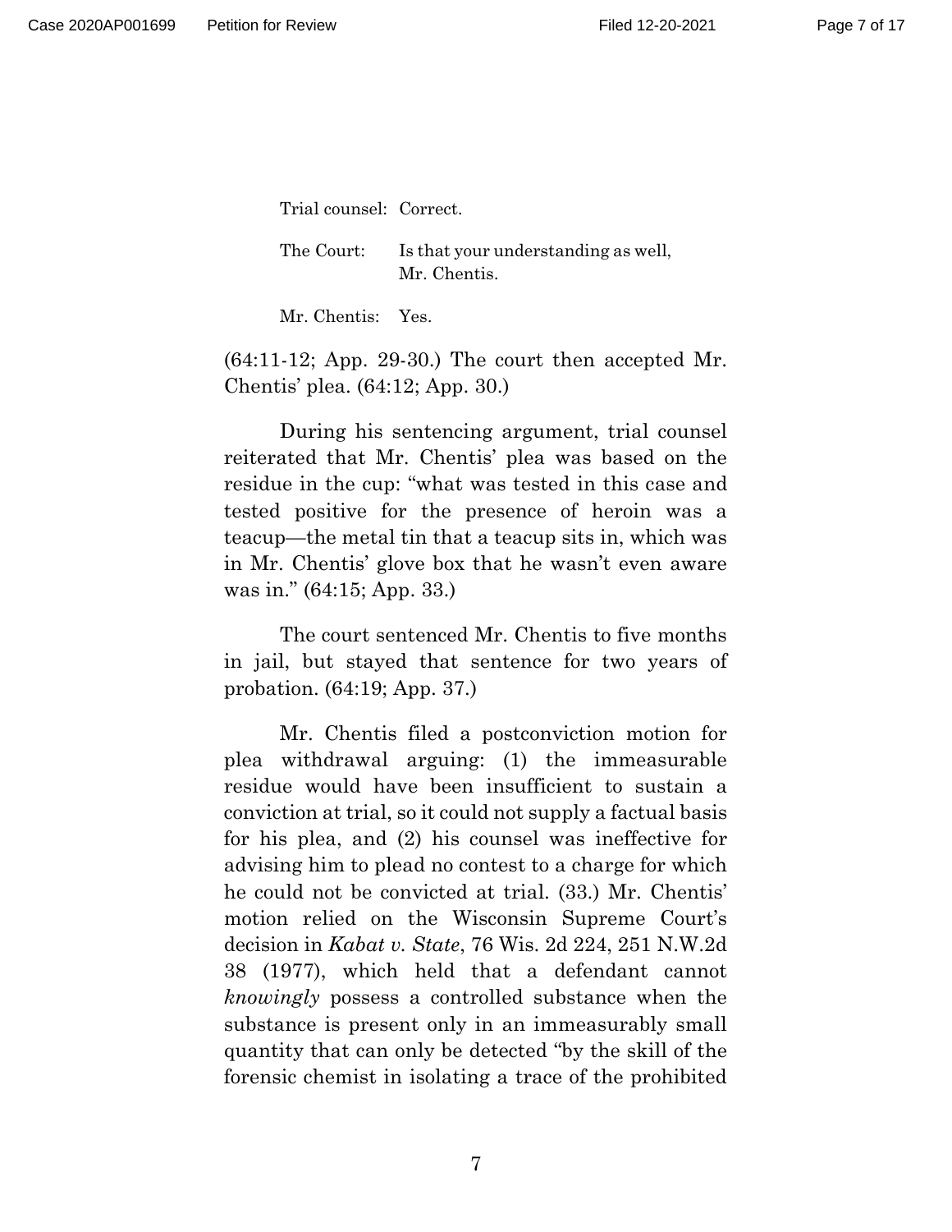| | |
|---|---|
| Trial counsel: | Correct. |
| The Court: | Is that your understanding as well, Mr. Chentis. |
| Mr. Chentis: | Yes. |

(64:11-12; App. 29-30.) The court then accepted Mr. Chentis' plea. (64:12; App. 30.)

During his sentencing argument, trial counsel reiterated that Mr. Chentis' plea was based on the residue in the cup: "what was tested in this case and tested positive for the presence of heroin was a teacup—the metal tin that a teacup sits in, which was in Mr. Chentis' glove box that he wasn't even aware was in." (64:15; App. 33.)

The court sentenced Mr. Chentis to five months in jail, but stayed that sentence for two years of probation. (64:19; App. 37.)

Mr. Chentis filed a postconviction motion for plea withdrawal arguing: (1) the immeasurable residue would have been insufficient to sustain a conviction at trial, so it could not supply a factual basis for his plea, and (2) his counsel was ineffective for advising him to plead no contest to a charge for which he could not be convicted at trial. (33.) Mr. Chentis' motion relied on the Wisconsin Supreme Court's decision in *Kabat v. State*, 76 Wis. 2d 224, 251 N.W.2d 38 (1977), which held that a defendant cannot *knowingly* possess a controlled substance when the substance is present only in an immeasurably small quantity that can only be detected "by the skill of the forensic chemist in isolating a trace of the prohibited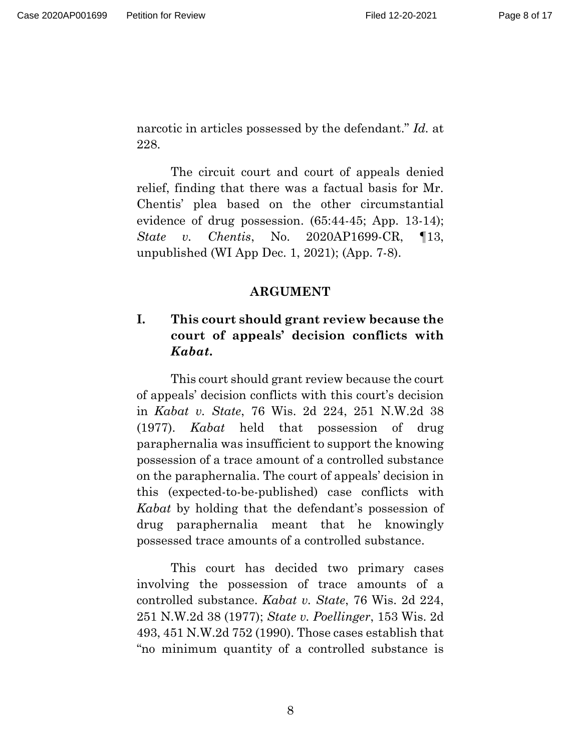narcotic in articles possessed by the defendant." *Id.* at 228.

The circuit court and court of appeals denied relief, finding that there was a factual basis for Mr. Chentis' plea based on the other circumstantial evidence of drug possession. (65:44-45; App. 13-14); *State v. Chentis*, No. 2020AP1699-CR, ¶13, unpublished (WI App Dec. 1, 2021); (App. 7-8).

## ARGUMENT

### I. This court should grant review because the court of appeals' decision conflicts with *Kabat*.

This court should grant review because the court of appeals' decision conflicts with this court's decision in *Kabat v. State*, 76 Wis. 2d 224, 251 N.W.2d 38 (1977). *Kabat* held that possession of drug paraphernalia was insufficient to support the knowing possession of a trace amount of a controlled substance on the paraphernalia. The court of appeals' decision in this (expected-to-be-published) case conflicts with *Kabat* by holding that the defendant's possession of drug paraphernalia meant that he knowingly possessed trace amounts of a controlled substance.

This court has decided two primary cases involving the possession of trace amounts of a controlled substance. *Kabat v. State*, 76 Wis. 2d 224, 251 N.W.2d 38 (1977); *State v. Poellinger*, 153 Wis. 2d 493, 451 N.W.2d 752 (1990). Those cases establish that "no minimum quantity of a controlled substance is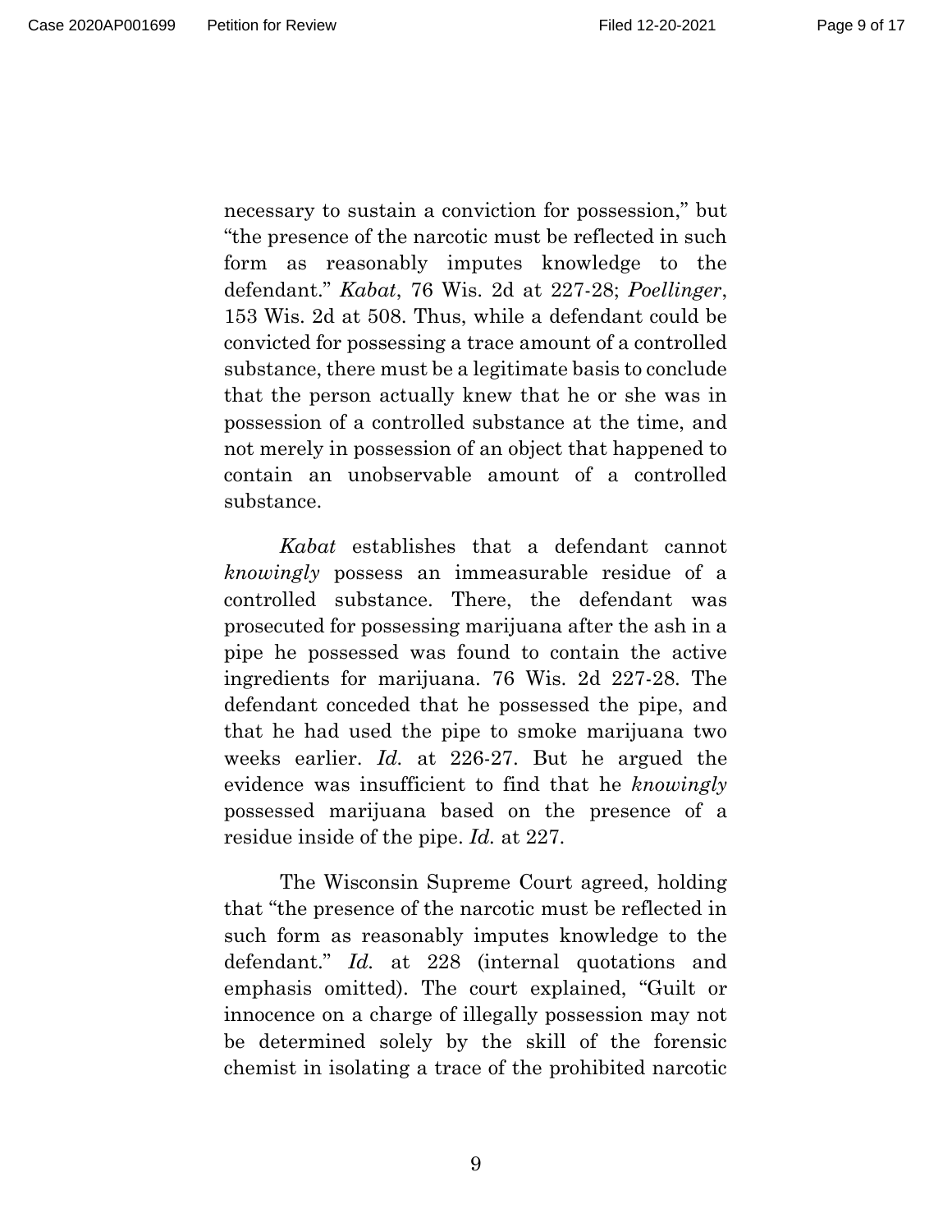necessary to sustain a conviction for possession," but "the presence of the narcotic must be reflected in such form as reasonably imputes knowledge to the defendant." *Kabat*, 76 Wis. 2d at 227-28; *Poellinger*, 153 Wis. 2d at 508. Thus, while a defendant could be convicted for possessing a trace amount of a controlled substance, there must be a legitimate basis to conclude that the person actually knew that he or she was in possession of a controlled substance at the time, and not merely in possession of an object that happened to contain an unobservable amount of a controlled substance.

*Kabat* establishes that a defendant cannot *knowingly* possess an immeasurable residue of a controlled substance. There, the defendant was prosecuted for possessing marijuana after the ash in a pipe he possessed was found to contain the active ingredients for marijuana. 76 Wis. 2d 227-28. The defendant conceded that he possessed the pipe, and that he had used the pipe to smoke marijuana two weeks earlier. *Id.* at 226-27. But he argued the evidence was insufficient to find that he *knowingly* possessed marijuana based on the presence of a residue inside of the pipe. *Id.* at 227.

The Wisconsin Supreme Court agreed, holding that "the presence of the narcotic must be reflected in such form as reasonably imputes knowledge to the defendant." *Id.* at 228 (internal quotations and emphasis omitted). The court explained, "Guilt or innocence on a charge of illegally possession may not be determined solely by the skill of the forensic chemist in isolating a trace of the prohibited narcotic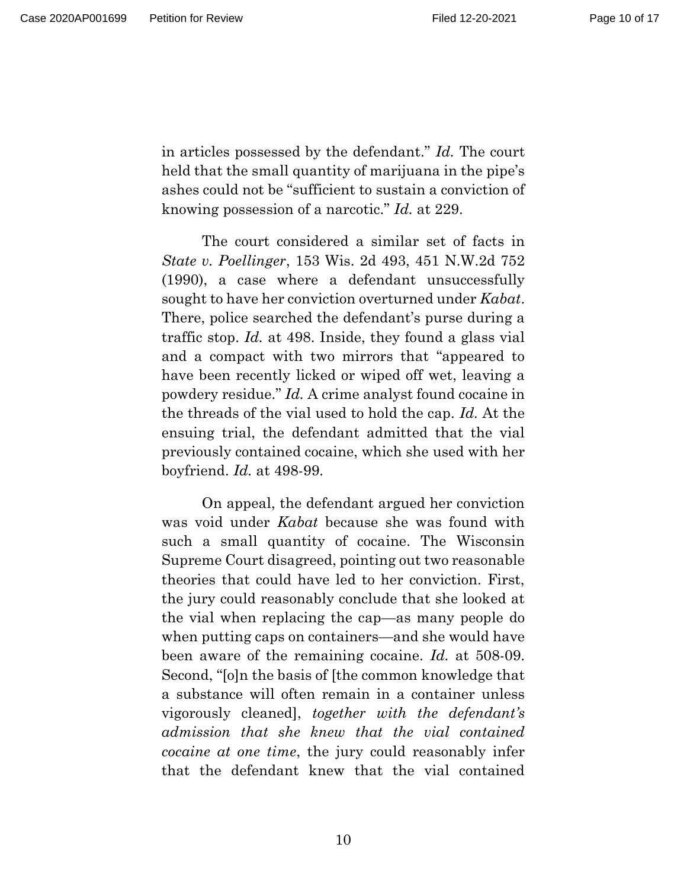in articles possessed by the defendant." *Id.* The court held that the small quantity of marijuana in the pipe's ashes could not be "sufficient to sustain a conviction of knowing possession of a narcotic." *Id.* at 229.

The court considered a similar set of facts in *State v. Poellinger*, 153 Wis. 2d 493, 451 N.W.2d 752 (1990), a case where a defendant unsuccessfully sought to have her conviction overturned under *Kabat*. There, police searched the defendant's purse during a traffic stop. *Id.* at 498. Inside, they found a glass vial and a compact with two mirrors that "appeared to have been recently licked or wiped off wet, leaving a powdery residue." *Id.* A crime analyst found cocaine in the threads of the vial used to hold the cap. *Id.* At the ensuing trial, the defendant admitted that the vial previously contained cocaine, which she used with her boyfriend. *Id.* at 498-99.

On appeal, the defendant argued her conviction was void under *Kabat* because she was found with such a small quantity of cocaine. The Wisconsin Supreme Court disagreed, pointing out two reasonable theories that could have led to her conviction. First, the jury could reasonably conclude that she looked at the vial when replacing the cap—as many people do when putting caps on containers—and she would have been aware of the remaining cocaine. *Id.* at 508-09. Second, "[o]n the basis of [the common knowledge that a substance will often remain in a container unless vigorously cleaned], *together with the defendant's admission that she knew that the vial contained cocaine at one time*, the jury could reasonably infer that the defendant knew that the vial contained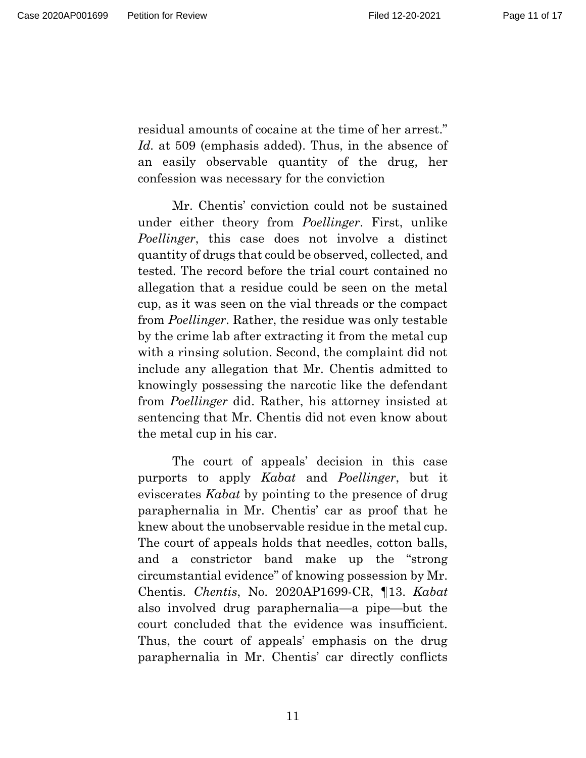residual amounts of cocaine at the time of her arrest." *Id.* at 509 (emphasis added). Thus, in the absence of an easily observable quantity of the drug, her confession was necessary for the conviction

Mr. Chentis' conviction could not be sustained under either theory from *Poellinger*. First, unlike *Poellinger*, this case does not involve a distinct quantity of drugs that could be observed, collected, and tested. The record before the trial court contained no allegation that a residue could be seen on the metal cup, as it was seen on the vial threads or the compact from *Poellinger*. Rather, the residue was only testable by the crime lab after extracting it from the metal cup with a rinsing solution. Second, the complaint did not include any allegation that Mr. Chentis admitted to knowingly possessing the narcotic like the defendant from *Poellinger* did. Rather, his attorney insisted at sentencing that Mr. Chentis did not even know about the metal cup in his car.

The court of appeals' decision in this case purports to apply *Kabat* and *Poellinger*, but it eviscerates *Kabat* by pointing to the presence of drug paraphernalia in Mr. Chentis' car as proof that he knew about the unobservable residue in the metal cup. The court of appeals holds that needles, cotton balls, and a constrictor band make up the "strong circumstantial evidence" of knowing possession by Mr. Chentis. *Chentis*, No. 2020AP1699-CR, ¶13. *Kabat* also involved drug paraphernalia—a pipe—but the court concluded that the evidence was insufficient. Thus, the court of appeals' emphasis on the drug paraphernalia in Mr. Chentis' car directly conflicts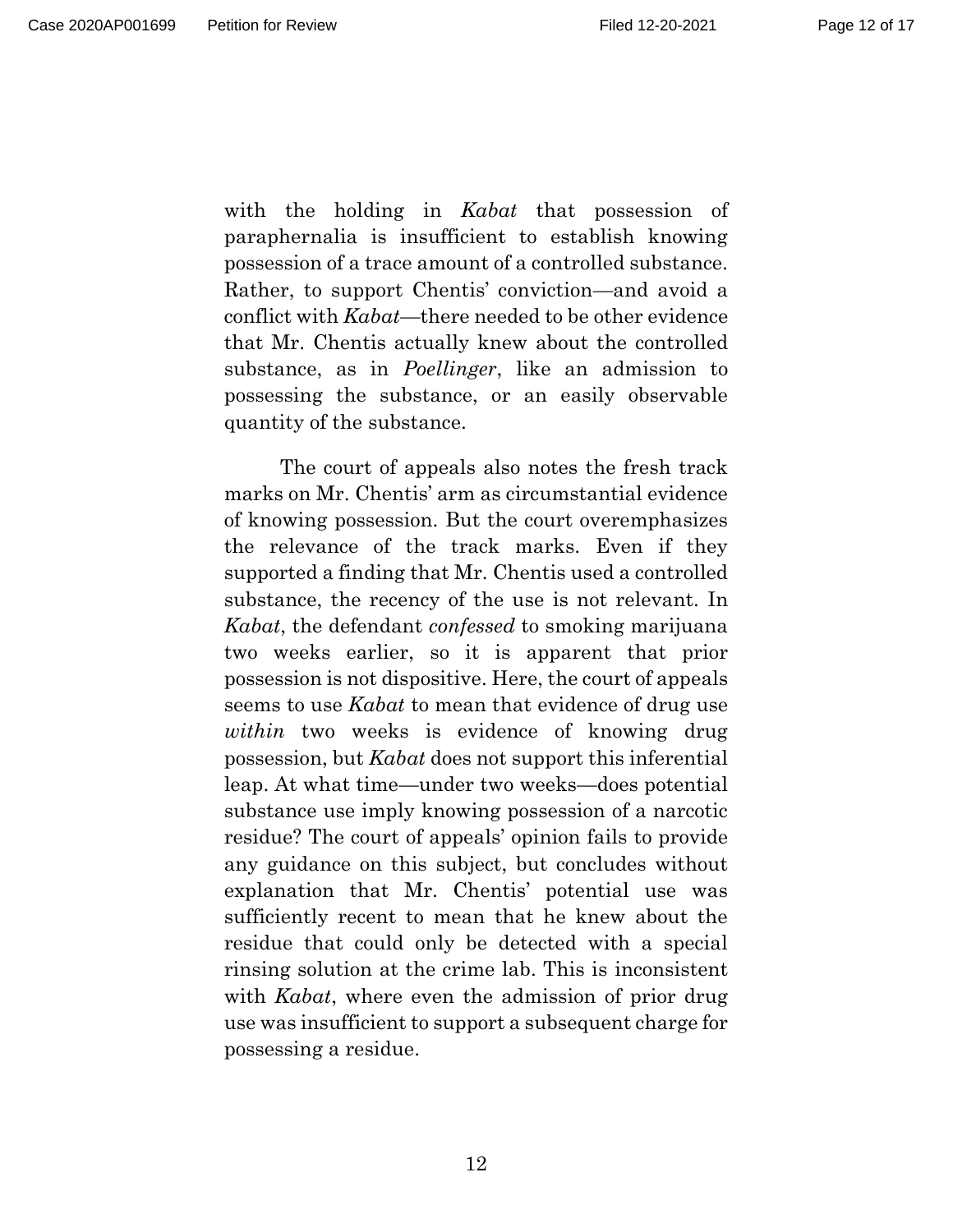with the holding in *Kabat* that possession of paraphernalia is insufficient to establish knowing possession of a trace amount of a controlled substance. Rather, to support Chentis' conviction—and avoid a conflict with *Kabat*—there needed to be other evidence that Mr. Chentis actually knew about the controlled substance, as in *Poellinger*, like an admission to possessing the substance, or an easily observable quantity of the substance.

The court of appeals also notes the fresh track marks on Mr. Chentis' arm as circumstantial evidence of knowing possession. But the court overemphasizes the relevance of the track marks. Even if they supported a finding that Mr. Chentis used a controlled substance, the recency of the use is not relevant. In *Kabat*, the defendant *confessed* to smoking marijuana two weeks earlier, so it is apparent that prior possession is not dispositive. Here, the court of appeals seems to use *Kabat* to mean that evidence of drug use *within* two weeks is evidence of knowing drug possession, but *Kabat* does not support this inferential leap. At what time—under two weeks—does potential substance use imply knowing possession of a narcotic residue? The court of appeals' opinion fails to provide any guidance on this subject, but concludes without explanation that Mr. Chentis' potential use was sufficiently recent to mean that he knew about the residue that could only be detected with a special rinsing solution at the crime lab. This is inconsistent with *Kabat*, where even the admission of prior drug use was insufficient to support a subsequent charge for possessing a residue.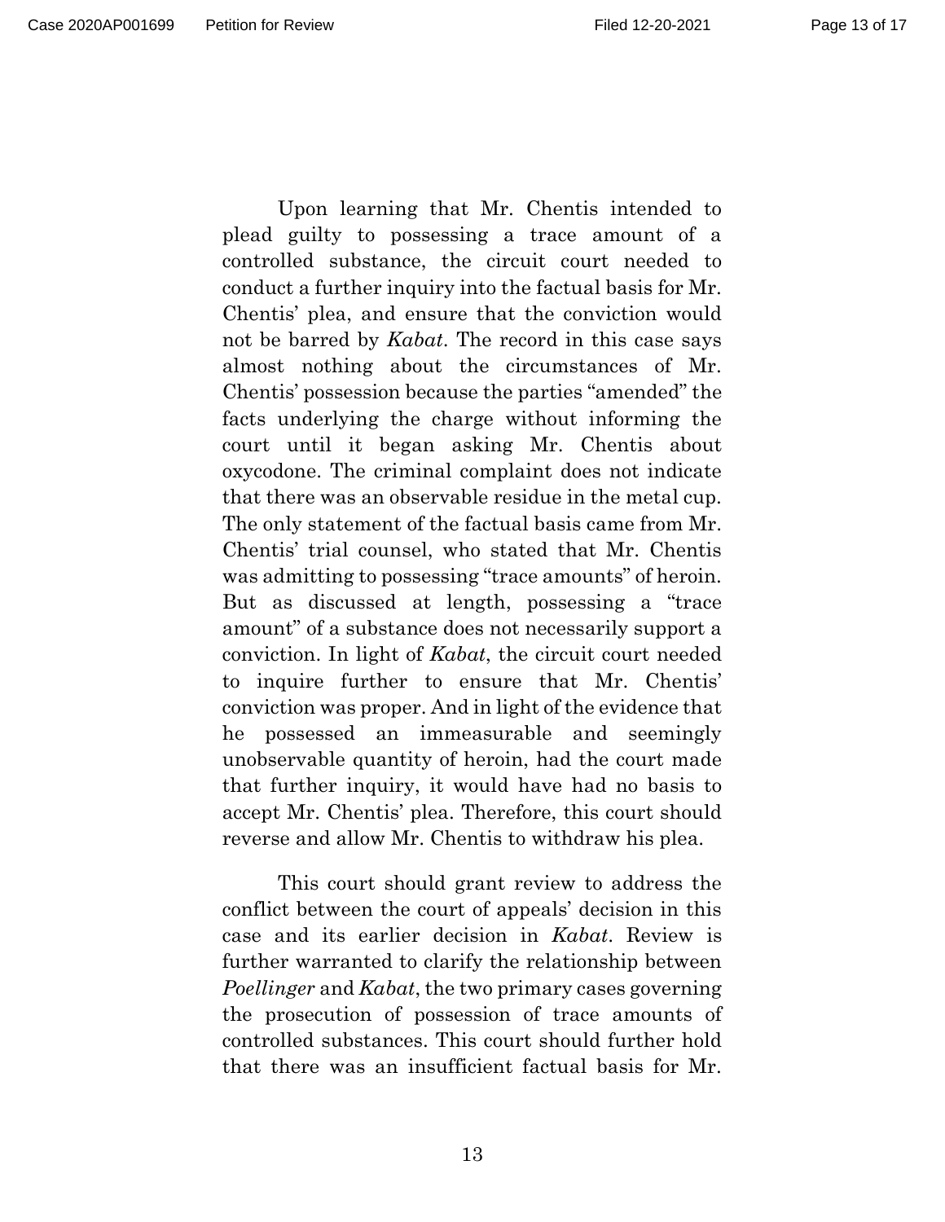Upon learning that Mr. Chentis intended to plead guilty to possessing a trace amount of a controlled substance, the circuit court needed to conduct a further inquiry into the factual basis for Mr. Chentis' plea, and ensure that the conviction would not be barred by *Kabat*. The record in this case says almost nothing about the circumstances of Mr. Chentis' possession because the parties "amended" the facts underlying the charge without informing the court until it began asking Mr. Chentis about oxycodone. The criminal complaint does not indicate that there was an observable residue in the metal cup. The only statement of the factual basis came from Mr. Chentis' trial counsel, who stated that Mr. Chentis was admitting to possessing "trace amounts" of heroin. But as discussed at length, possessing a "trace amount" of a substance does not necessarily support a conviction. In light of *Kabat*, the circuit court needed to inquire further to ensure that Mr. Chentis' conviction was proper. And in light of the evidence that he possessed an immeasurable and seemingly unobservable quantity of heroin, had the court made that further inquiry, it would have had no basis to accept Mr. Chentis' plea. Therefore, this court should reverse and allow Mr. Chentis to withdraw his plea.

This court should grant review to address the conflict between the court of appeals' decision in this case and its earlier decision in *Kabat*. Review is further warranted to clarify the relationship between *Poellinger* and *Kabat*, the two primary cases governing the prosecution of possession of trace amounts of controlled substances. This court should further hold that there was an insufficient factual basis for Mr.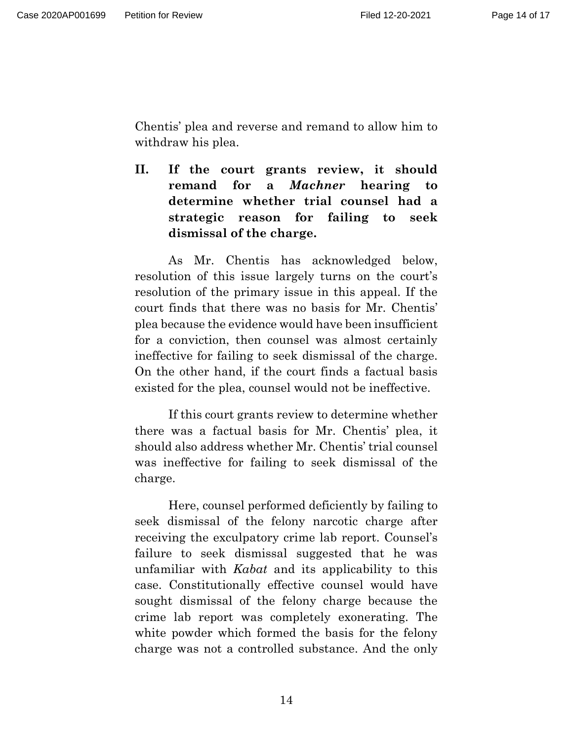Chentis' plea and reverse and remand to allow him to withdraw his plea.

## II. If the court grants review, it should remand for a *Machner* hearing to determine whether trial counsel had a strategic reason for failing to seek dismissal of the charge.

As Mr. Chentis has acknowledged below, resolution of this issue largely turns on the court's resolution of the primary issue in this appeal. If the court finds that there was no basis for Mr. Chentis' plea because the evidence would have been insufficient for a conviction, then counsel was almost certainly ineffective for failing to seek dismissal of the charge. On the other hand, if the court finds a factual basis existed for the plea, counsel would not be ineffective.

If this court grants review to determine whether there was a factual basis for Mr. Chentis' plea, it should also address whether Mr. Chentis' trial counsel was ineffective for failing to seek dismissal of the charge.

Here, counsel performed deficiently by failing to seek dismissal of the felony narcotic charge after receiving the exculpatory crime lab report. Counsel's failure to seek dismissal suggested that he was unfamiliar with *Kabat* and its applicability to this case. Constitutionally effective counsel would have sought dismissal of the felony charge because the crime lab report was completely exonerating. The white powder which formed the basis for the felony charge was not a controlled substance. And the only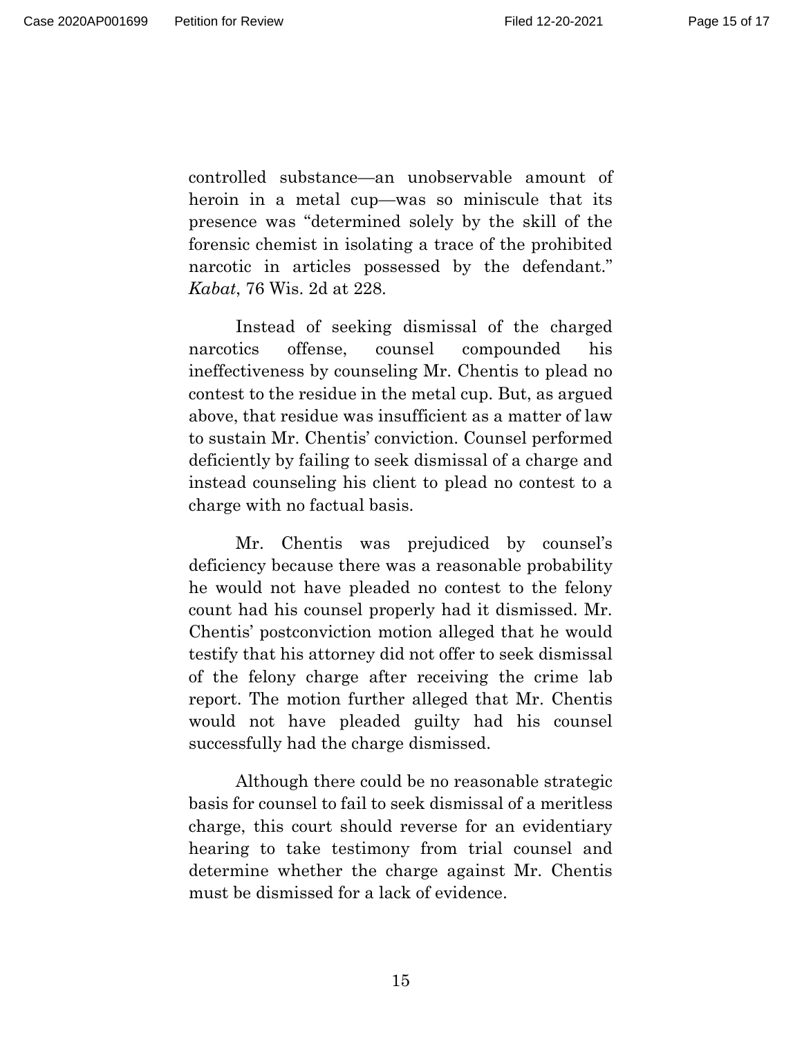controlled substance—an unobservable amount of heroin in a metal cup—was so miniscule that its presence was "determined solely by the skill of the forensic chemist in isolating a trace of the prohibited narcotic in articles possessed by the defendant." *Kabat*, 76 Wis. 2d at 228.

Instead of seeking dismissal of the charged narcotics offense, counsel compounded his ineffectiveness by counseling Mr. Chentis to plead no contest to the residue in the metal cup. But, as argued above, that residue was insufficient as a matter of law to sustain Mr. Chentis' conviction. Counsel performed deficiently by failing to seek dismissal of a charge and instead counseling his client to plead no contest to a charge with no factual basis.

Mr. Chentis was prejudiced by counsel's deficiency because there was a reasonable probability he would not have pleaded no contest to the felony count had his counsel properly had it dismissed. Mr. Chentis' postconviction motion alleged that he would testify that his attorney did not offer to seek dismissal of the felony charge after receiving the crime lab report. The motion further alleged that Mr. Chentis would not have pleaded guilty had his counsel successfully had the charge dismissed.

Although there could be no reasonable strategic basis for counsel to fail to seek dismissal of a meritless charge, this court should reverse for an evidentiary hearing to take testimony from trial counsel and determine whether the charge against Mr. Chentis must be dismissed for a lack of evidence.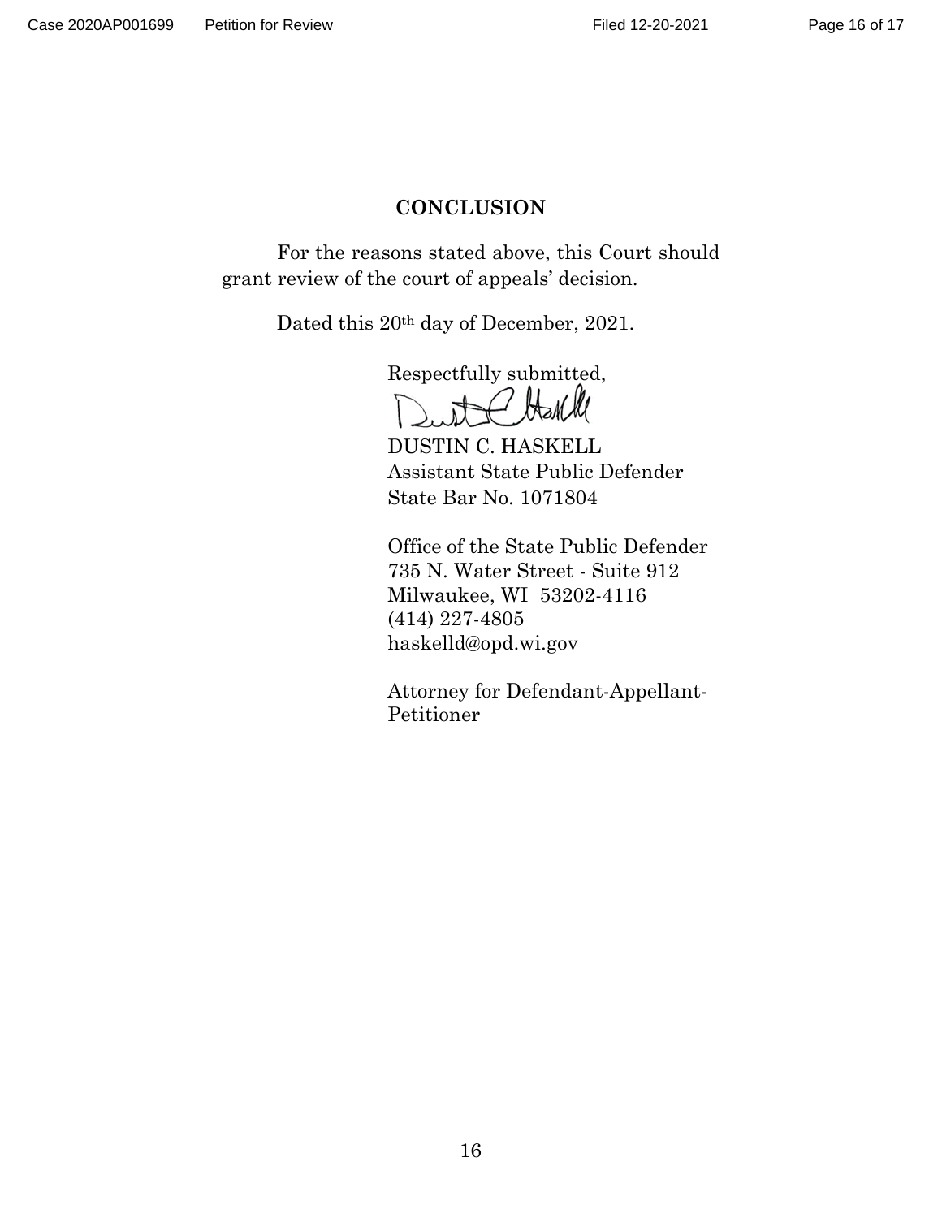## CONCLUSION

For the reasons stated above, this Court should grant review of the court of appeals' decision.

Dated this 20th day of December, 2021.

Respectfully submitted,

DUSTIN C. HASKELL
Assistant State Public Defender
State Bar No. 1071804

Office of the State Public Defender
735 N. Water Street - Suite 912
Milwaukee, WI 53202-4116
(414) 227-4805
haskelld@opd.wi.gov

Attorney for Defendant-Appellant-Petitioner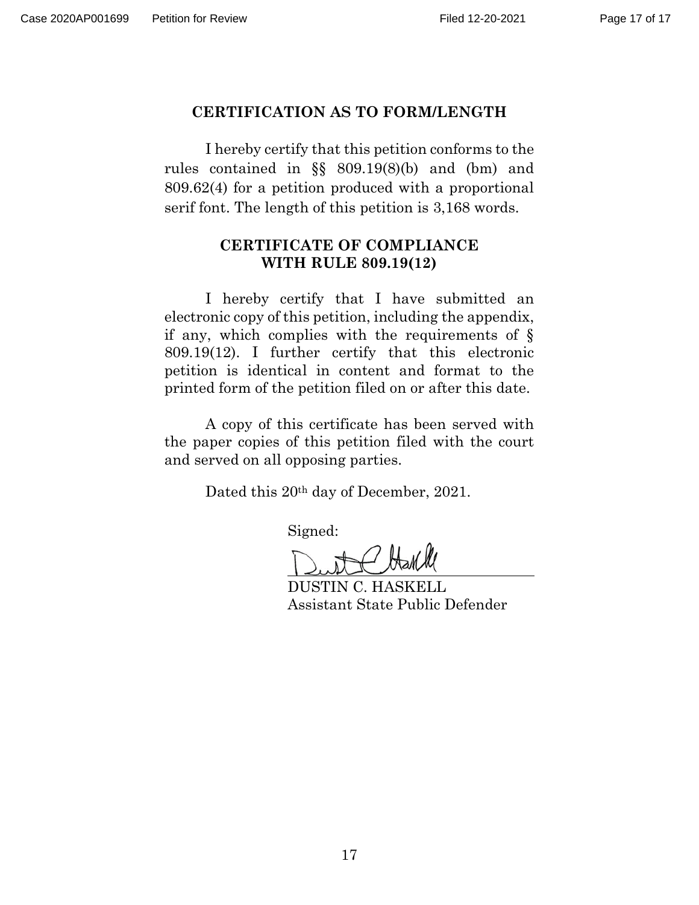## CERTIFICATION AS TO FORM/LENGTH

I hereby certify that this petition conforms to the rules contained in §§ 809.19(8)(b) and (bm) and 809.62(4) for a petition produced with a proportional serif font. The length of this petition is 3,168 words.

## CERTIFICATE OF COMPLIANCE WITH RULE 809.19(12)

I hereby certify that I have submitted an electronic copy of this petition, including the appendix, if any, which complies with the requirements of § 809.19(12). I further certify that this electronic petition is identical in content and format to the printed form of the petition filed on or after this date.

A copy of this certificate has been served with the paper copies of this petition filed with the court and served on all opposing parties.

Dated this 20th day of December, 2021.

Signed:

DUSTIN C. HASKELL
Assistant State Public Defender